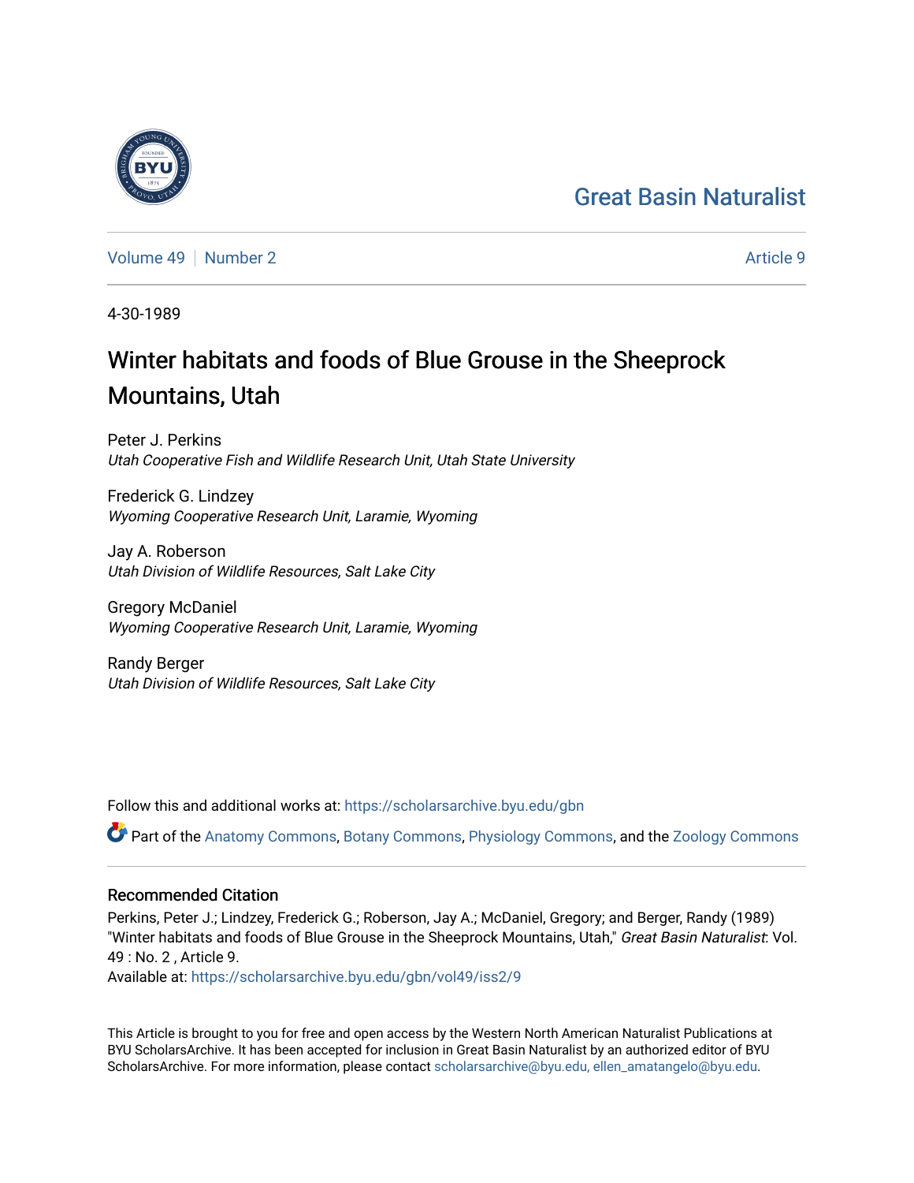Great Basin Naturalist

Volume 49 | Number 2 | Article 9

4-30-1989

# Winter habitats and foods of Blue Grouse in the Sheeprock Mountains, Utah

Peter J. Perkins
*Utah Cooperative Fish and Wildlife Research Unit, Utah State University*

Frederick G. Lindzey
*Wyoming Cooperative Research Unit, Laramie, Wyoming*

Jay A. Roberson
*Utah Division of Wildlife Resources, Salt Lake City*

Gregory McDaniel
*Wyoming Cooperative Research Unit, Laramie, Wyoming*

Randy Berger
*Utah Division of Wildlife Resources, Salt Lake City*

Follow this and additional works at: https://scholarsarchive.byu.edu/gbn

Part of the Anatomy Commons, Botany Commons, Physiology Commons, and the Zoology Commons

## Recommended Citation

Perkins, Peter J.; Lindzey, Frederick G.; Roberson, Jay A.; McDaniel, Gregory; and Berger, Randy (1989) "Winter habitats and foods of Blue Grouse in the Sheeprock Mountains, Utah," *Great Basin Naturalist*: Vol. 49 : No. 2 , Article 9.
Available at: https://scholarsarchive.byu.edu/gbn/vol49/iss2/9

This Article is brought to you for free and open access by the Western North American Naturalist Publications at BYU ScholarsArchive. It has been accepted for inclusion in Great Basin Naturalist by an authorized editor of BYU ScholarsArchive. For more information, please contact scholarsarchive@byu.edu, ellen_amatangelo@byu.edu.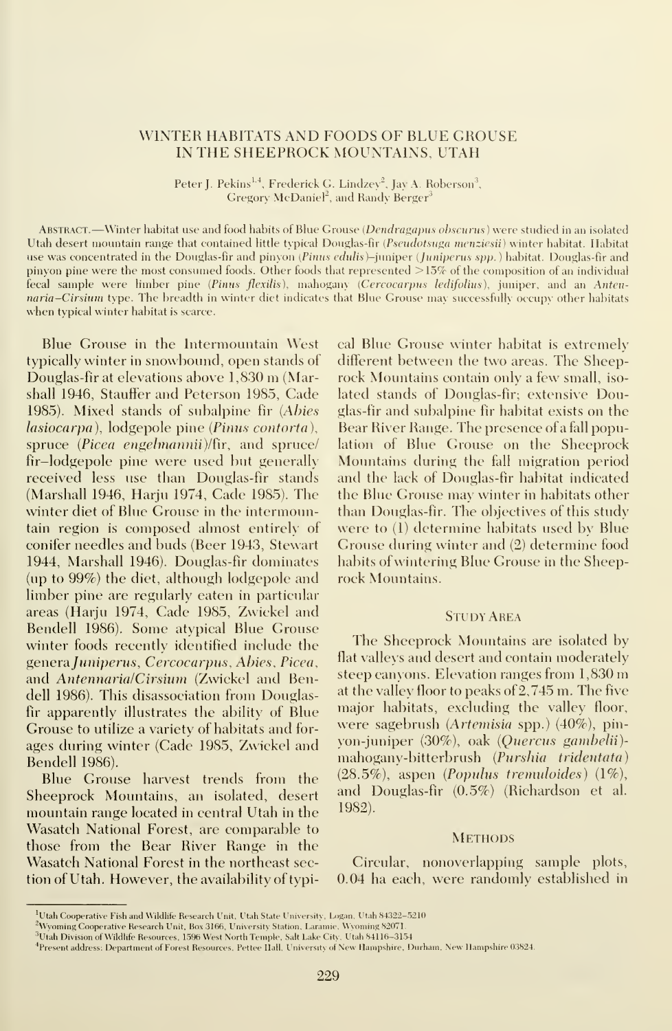# WINTER HABITATS AND FOODS OF BLUE GROUSE IN THE SHEEPROCK MOUNTAINS, UTAH

Peter J. Pekins[1,4], Frederick G. Lindzey[2], Jay A. Roberson[3], Gregory McDaniel[2], and Randy Berger[3]

ABSTRACT.—Winter habitat use and food habits of Blue Grouse (*Dendragapus obscurus*) were studied in an isolated Utah desert mountain range that contained little typical Douglas-fir (*Pseudotsuga menziesii*) winter habitat. Habitat use was concentrated in the Douglas-fir and pinyon (*Pinus edulis*)–juniper (*Juniperus spp.*) habitat. Douglas-fir and pinyon pine were the most consumed foods. Other foods that represented >15% of the composition of an individual fecal sample were limber pine (*Pinus flexilis*), mahogany (*Cercocarpus ledifolius*), juniper, and an *Antennaria–Cirsium* type. The breadth in winter diet indicates that Blue Grouse may successfully occupy other habitats when typical winter habitat is scarce.

Blue Grouse in the Intermountain West typically winter in snowbound, open stands of Douglas-fir at elevations above 1,830 m (Marshall 1946, Stauffer and Peterson 1985, Cade 1985). Mixed stands of subalpine fir (*Abies lasiocarpa*), lodgepole pine (*Pinus contorta*), spruce (*Picea engelmannii*)/fir, and spruce/fir–lodgepole pine were used but generally received less use than Douglas-fir stands (Marshall 1946, Harju 1974, Cade 1985). The winter diet of Blue Grouse in the intermountain region is composed almost entirely of conifer needles and buds (Beer 1943, Stewart 1944, Marshall 1946). Douglas-fir dominates (up to 99%) the diet, although lodgepole and limber pine are regularly eaten in particular areas (Harju 1974, Cade 1985, Zwickel and Bendell 1986). Some atypical Blue Grouse winter foods recently identified include the genera *Juniperus*, *Cercocarpus*, *Abies*, *Picea*, and *Antennaria/Cirsium* (Zwickel and Bendell 1986). This disassociation from Douglas-fir apparently illustrates the ability of Blue Grouse to utilize a variety of habitats and forages during winter (Cade 1985, Zwickel and Bendell 1986).

Blue Grouse harvest trends from the Sheeprock Mountains, an isolated, desert mountain range located in central Utah in the Wasatch National Forest, are comparable to those from the Bear River Range in the Wasatch National Forest in the northeast section of Utah. However, the availability of typical Blue Grouse winter habitat is extremely different between the two areas. The Sheeprock Mountains contain only a few small, isolated stands of Douglas-fir; extensive Douglas-fir and subalpine fir habitat exists on the Bear River Range. The presence of a fall population of Blue Grouse on the Sheeprock Mountains during the fall migration period and the lack of Douglas-fir habitat indicated the Blue Grouse may winter in habitats other than Douglas-fir. The objectives of this study were to (1) determine habitats used by Blue Grouse during winter and (2) determine food habits of wintering Blue Grouse in the Sheeprock Mountains.

## STUDY AREA

The Sheeprock Mountains are isolated by flat valleys and desert and contain moderately steep canyons. Elevation ranges from 1,830 m at the valley floor to peaks of 2,745 m. The five major habitats, excluding the valley floor, were sagebrush (*Artemisia* spp.) (40%), pinyon-juniper (30%), oak (*Quercus gambelii*)-mahogany-bitterbrush (*Purshia tridentata*) (28.5%), aspen (*Populus tremuloides*) (1%), and Douglas-fir (0.5%) (Richardson et al. 1982).

## METHODS

Circular, nonoverlapping sample plots, 0.04 ha each, were randomly established in

---

[1]Utah Cooperative Fish and Wildlife Research Unit, Utah State University, Logan, Utah 84322–5210

[2]Wyoming Cooperative Research Unit, Box 3166, University Station, Laramie, Wyoming 82071.

[3]Utah Division of Wildlife Resources, 1596 West North Temple, Salt Lake City, Utah 84116–3154

[4]Present address: Department of Forest Resources, Pettee Hall, University of New Hampshire, Durham, New Hampshire 03824.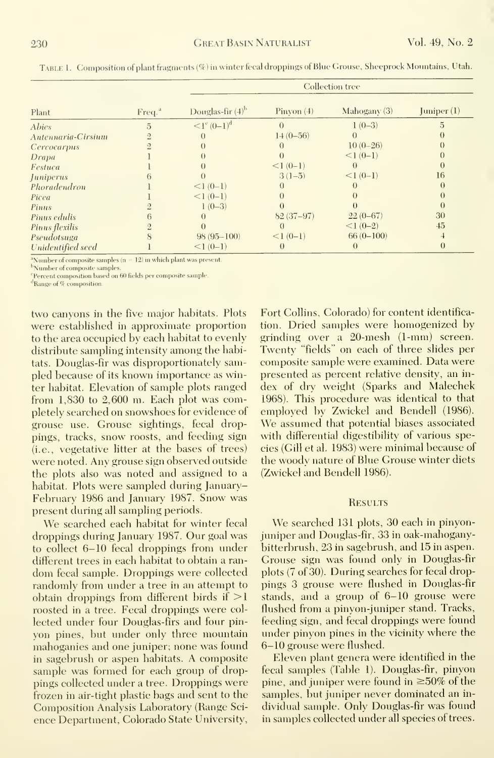Table 1. Composition of plant fragments (%) in winter fecal droppings of Blue Grouse, Sheeprock Mountains, Utah.

| Plant | Freq.[a] | Collection tree | | | |
|---|---|---|---|---|---|
| | | Douglas-fir (4)[b] | Pinyon (4) | Mahogany (3) | Juniper (1) |
| *Abies* | 5 | <1[c] (0–1)[d] | 0 | 1 (0–3) | 5 |
| *Antennaria-Cirsium* | 2 | 0 | 14 (0–56) | 0 | 0 |
| *Cercocarpus* | 2 | 0 | 0 | 10 (0–26) | 0 |
| *Draba* | 1 | 0 | 0 | <1 (0–1) | 0 |
| *Festuca* | 1 | 0 | <1 (0–1) | 0 | 0 |
| *Juniperus* | 6 | 0 | 3 (1–5) | <1 (0–1) | 16 |
| *Phoradendron* | 1 | <1 (0–1) | 0 | 0 | 0 |
| *Picea* | 1 | <1 (0–1) | 0 | 0 | 0 |
| *Pinus* | 2 | 1 (0–3) | 0 | 0 | 0 |
| *Pinus edulis* | 6 | 0 | 82 (37–97) | 22 (0–67) | 30 |
| *Pinus flexilis* | 2 | 0 | 0 | <1 (0–2) | 45 |
| *Pseudotsuga* | 8 | 98 (95–100) | <1 (0–1) | 66 (0–100) | 4 |
| Unidentified seed | 1 | <1 (0–1) | 0 | 0 | 0 |

[a]Number of composite samples (n = 12) in which plant was present.
[b]Number of composite samples.
[c]Percent composition based on 60 fields per composite sample.
[d]Range of % composition.

two canyons in the five major habitats. Plots were established in approximate proportion to the area occupied by each habitat to evenly distribute sampling intensity among the habitats. Douglas-fir was disproportionately sampled because of its known importance as winter habitat. Elevation of sample plots ranged from 1,830 to 2,600 m. Each plot was completely searched on snowshoes for evidence of grouse use. Grouse sightings, fecal droppings, tracks, snow roosts, and feeding sign (i.e., vegetative litter at the bases of trees) were noted. Any grouse sign observed outside the plots also was noted and assigned to a habitat. Plots were sampled during January–February 1986 and January 1987. Snow was present during all sampling periods.

We searched each habitat for winter fecal droppings during January 1987. Our goal was to collect 6–10 fecal droppings from under different trees in each habitat to obtain a random fecal sample. Droppings were collected randomly from under a tree in an attempt to obtain droppings from different birds if >1 roosted in a tree. Fecal droppings were collected under four Douglas-firs and four pinyon pines, but under only three mountain mahoganies and one juniper; none was found in sagebrush or aspen habitats. A composite sample was formed for each group of droppings collected under a tree. Droppings were frozen in air-tight plastic bags and sent to the Composition Analysis Laboratory (Range Science Department, Colorado State University, Fort Collins, Colorado) for content identification. Dried samples were homogenized by grinding over a 20-mesh (1-mm) screen. Twenty "fields" on each of three slides per composite sample were examined. Data were presented as percent relative density, an index of dry weight (Sparks and Malechek 1968). This procedure was identical to that employed by Zwickel and Bendell (1986). We assumed that potential biases associated with differential digestibility of various species (Gill et al. 1983) were minimal because of the woody nature of Blue Grouse winter diets (Zwickel and Bendell 1986).

## Results

We searched 131 plots, 30 each in pinyon-juniper and Douglas-fir, 33 in oak-mahogany-bitterbrush, 23 in sagebrush, and 15 in aspen. Grouse sign was found only in Douglas-fir plots (7 of 30). During searches for fecal droppings 3 grouse were flushed in Douglas-fir stands, and a group of 6–10 grouse were flushed from a pinyon-juniper stand. Tracks, feeding sign, and fecal droppings were found under pinyon pines in the vicinity where the 6–10 grouse were flushed.

Eleven plant genera were identified in the fecal samples (Table 1). Douglas-fir, pinyon pine, and juniper were found in ≥50% of the samples, but juniper never dominated an individual sample. Only Douglas-fir was found in samples collected under all species of trees.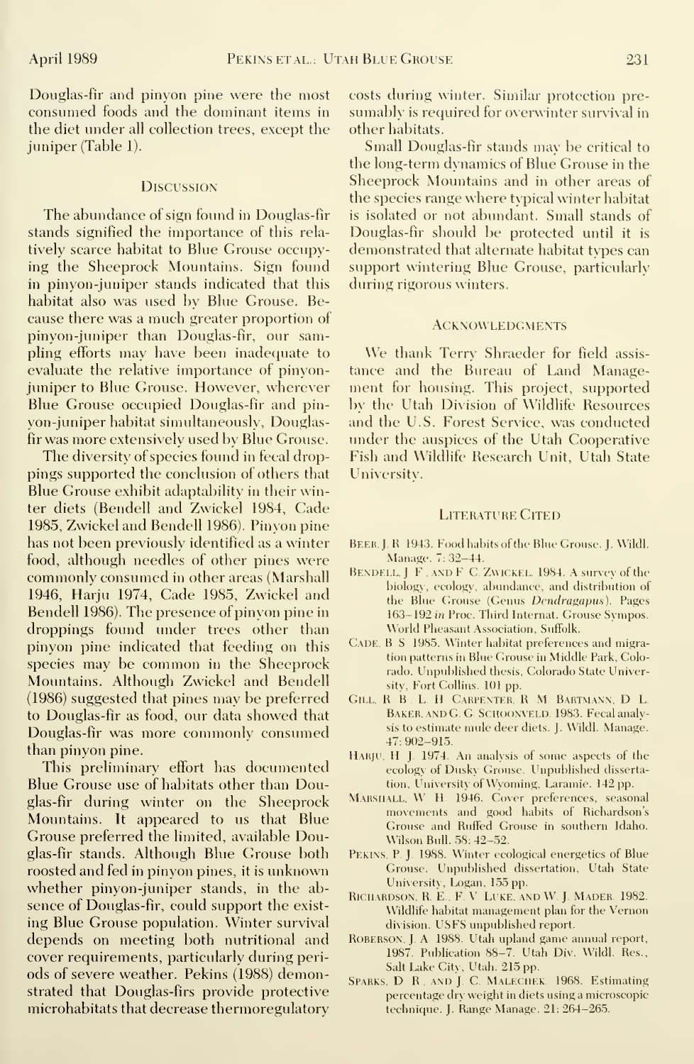Douglas-fir and pinyon pine were the most consumed foods and the dominant items in the diet under all collection trees, except the juniper (Table 1).

## Discussion

The abundance of sign found in Douglas-fir stands signified the importance of this relatively scarce habitat to Blue Grouse occupying the Sheeprock Mountains. Sign found in pinyon-juniper stands indicated that this habitat also was used by Blue Grouse. Because there was a much greater proportion of pinyon-juniper than Douglas-fir, our sampling efforts may have been inadequate to evaluate the relative importance of pinyon-juniper to Blue Grouse. However, wherever Blue Grouse occupied Douglas-fir and pinyon-juniper habitat simultaneously, Douglas-fir was more extensively used by Blue Grouse.

The diversity of species found in fecal droppings supported the conclusion of others that Blue Grouse exhibit adaptability in their winter diets (Bendell and Zwickel 1984, Cade 1985, Zwickel and Bendell 1986). Pinyon pine has not been previously identified as a winter food, although needles of other pines were commonly consumed in other areas (Marshall 1946, Harju 1974, Cade 1985, Zwickel and Bendell 1986). The presence of pinyon pine in droppings found under trees other than pinyon pine indicated that feeding on this species may be common in the Sheeprock Mountains. Although Zwickel and Bendell (1986) suggested that pines may be preferred to Douglas-fir as food, our data showed that Douglas-fir was more commonly consumed than pinyon pine.

This preliminary effort has documented Blue Grouse use of habitats other than Douglas-fir during winter on the Sheeprock Mountains. It appeared to us that Blue Grouse preferred the limited, available Douglas-fir stands. Although Blue Grouse both roosted and fed in pinyon pines, it is unknown whether pinyon-juniper stands, in the absence of Douglas-fir, could support the existing Blue Grouse population. Winter survival depends on meeting both nutritional and cover requirements, particularly during periods of severe weather. Pekins (1988) demonstrated that Douglas-firs provide protective microhabitats that decrease thermoregulatory costs during winter. Similar protection presumably is required for overwinter survival in other habitats.

Small Douglas-fir stands may be critical to the long-term dynamics of Blue Grouse in the Sheeprock Mountains and in other areas of the species range where typical winter habitat is isolated or not abundant. Small stands of Douglas-fir should be protected until it is demonstrated that alternate habitat types can support wintering Blue Grouse, particularly during rigorous winters.

## Acknowledgments

We thank Terry Shraeder for field assistance and the Bureau of Land Management for housing. This project, supported by the Utah Division of Wildlife Resources and the U.S. Forest Service, was conducted under the auspices of the Utah Cooperative Fish and Wildlife Research Unit, Utah State University.

## Literature Cited

Beer, J. R. 1943. Food habits of the Blue Grouse. J. Wildl. Manage. 7: 32–44.

Bendell, J. F., and F. C. Zwickel. 1984. A survey of the biology, ecology, abundance, and distribution of the Blue Grouse (Genus *Dendragapus*). Pages 163–192 *in* Proc. Third Internat. Grouse Sympos. World Pheasant Association, Suffolk.

Cade, B. S. 1985. Winter habitat preferences and migration patterns in Blue Grouse in Middle Park, Colorado. Unpublished thesis, Colorado State University, Fort Collins. 101 pp.

Gill, R. B., L. H. Carpenter, R. M. Bartmann, D. L. Baker, and G. G. Schoonveld. 1983. Fecal analysis to estimate mule deer diets. J. Wildl. Manage. 47: 902–915.

Harju, H. J. 1974. An analysis of some aspects of the ecology of Dusky Grouse. Unpublished dissertation, University of Wyoming, Laramie. 142 pp.

Marshall, W. H. 1946. Cover preferences, seasonal movements and good habits of Richardson's Grouse and Ruffed Grouse in southern Idaho. Wilson Bull. 58: 42–52.

Pekins, P. J. 1988. Winter ecological energetics of Blue Grouse. Unpublished dissertation, Utah State University, Logan. 155 pp.

Richardson, R. E., F. V. Luke, and W. J. Mader. 1982. Wildlife habitat management plan for the Vernon division. USFS unpublished report.

Roberson, J. A. 1988. Utah upland game annual report, 1987. Publication 88–7. Utah Div. Wildl. Res., Salt Lake City, Utah. 215 pp.

Sparks, D. R., and J. C. Malechek. 1968. Estimating percentage dry weight in diets using a microscopic technique. J. Range Manage. 21: 264–265.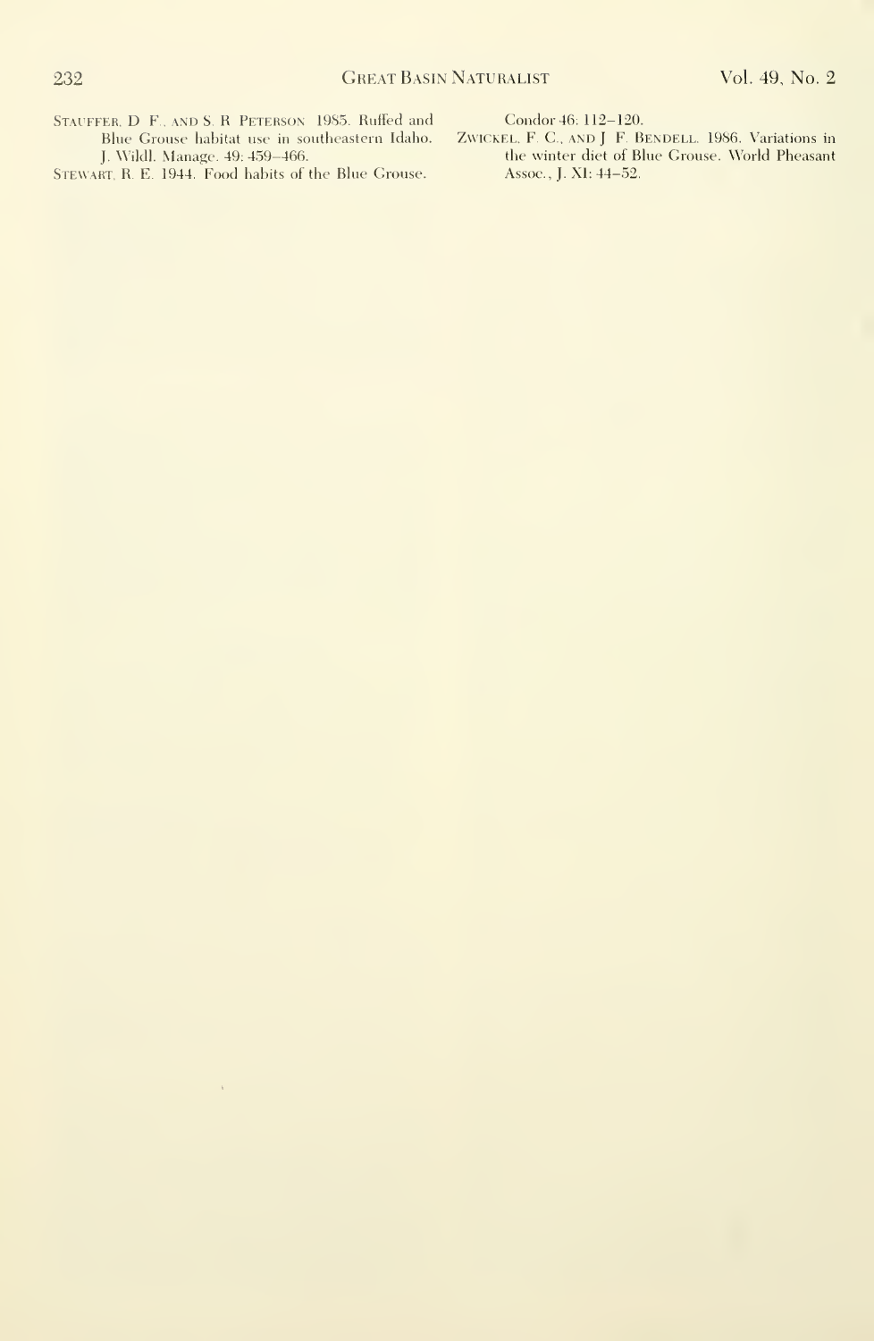Stauffer, D. F., and S. R. Peterson. 1985. Ruffed and Blue Grouse habitat use in southeastern Idaho. J. Wildl. Manage. 49: 459–466.

Stewart, R. E. 1944. Food habits of the Blue Grouse. Condor 46: 112–120.

Zwickel, F. C., and J. F. Bendell. 1986. Variations in the winter diet of Blue Grouse. World Pheasant Assoc., J. XI: 44–52.